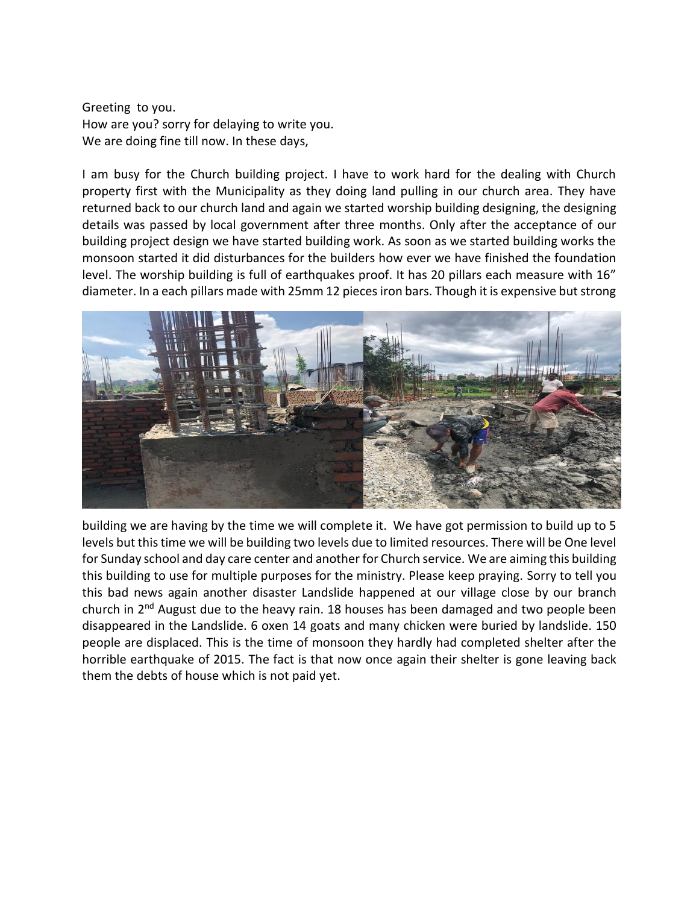Greeting to you.
How are you? sorry for delaying to write you.
We are doing fine till now. In these days,

I am busy for the Church building project. I have to work hard for the dealing with Church property first with the Municipality as they doing land pulling in our church area. They have returned back to our church land and again we started worship building designing, the designing details was passed by local government after three months. Only after the acceptance of our building project design we have started building work. As soon as we started building works the monsoon started it did disturbances for the builders how ever we have finished the foundation level. The worship building is full of earthquakes proof. It has 20 pillars each measure with 16" diameter. In a each pillars made with 25mm 12 pieces iron bars. Though it is expensive but strong building we are having by the time we will complete it. We have got permission to build up to 5 levels but this time we will be building two levels due to limited resources. There will be One level for Sunday school and day care center and another for Church service. We are aiming this building this building to use for multiple purposes for the ministry. Please keep praying. Sorry to tell you this bad news again another disaster Landslide happened at our village close by our branch church in 2nd August due to the heavy rain. 18 houses has been damaged and two people been disappeared in the Landslide. 6 oxen 14 goats and many chicken were buried by landslide. 150 people are displaced. This is the time of monsoon they hardly had completed shelter after the horrible earthquake of 2015. The fact is that now once again their shelter is gone leaving back them the debts of house which is not paid yet.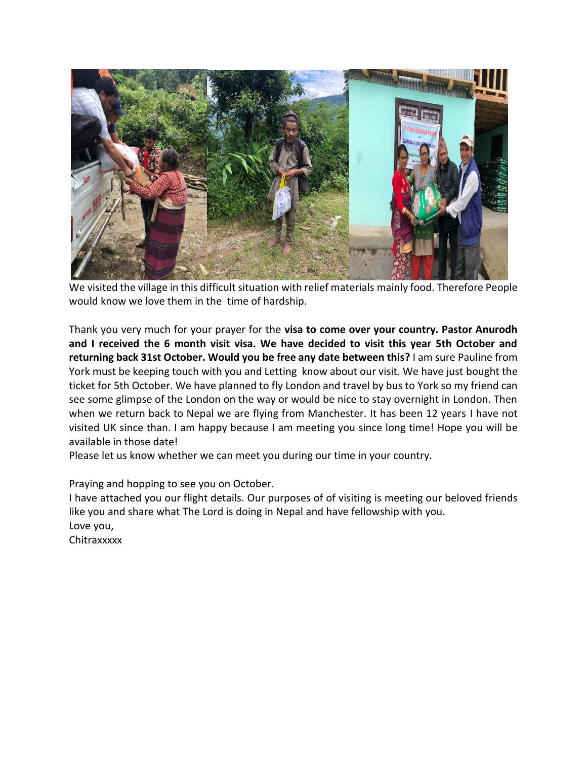We visited the village in this difficult situation with relief materials mainly food. Therefore People would know we love them in the time of hardship.

Thank you very much for your prayer for the **visa to come over your country. Pastor Anurodh and I received the 6 month visit visa. We have decided to visit this year 5th October and returning back 31st October. Would you be free any date between this?** I am sure Pauline from York must be keeping touch with you and Letting know about our visit. We have just bought the ticket for 5th October. We have planned to fly London and travel by bus to York so my friend can see some glimpse of the London on the way or would be nice to stay overnight in London. Then when we return back to Nepal we are flying from Manchester. It has been 12 years I have not visited UK since than. I am happy because I am meeting you since long time! Hope you will be available in those date!

Please let us know whether we can meet you during our time in your country.

Praying and hopping to see you on October.

I have attached you our flight details. Our purposes of of visiting is meeting our beloved friends like you and share what The Lord is doing in Nepal and have fellowship with you.

Love you,

Chitraxxxxx